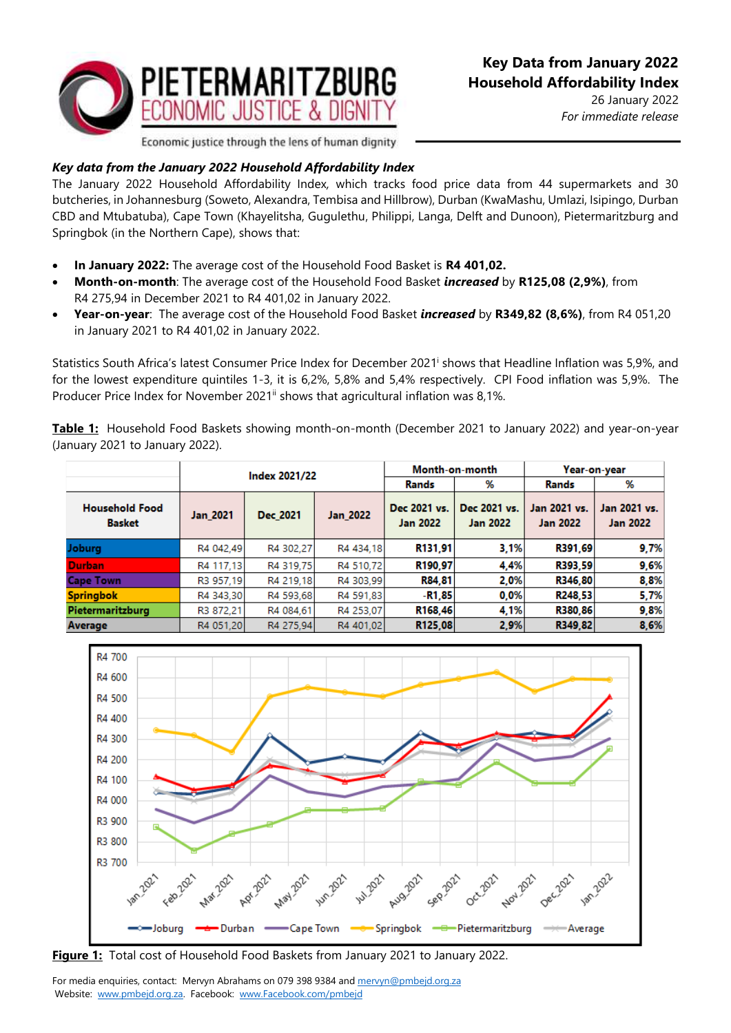PIETERMARITZBURG ECONOMIC JUSTICE & DIGNITY

Economic justice through the lens of human dignity

**Key Data from January 2022 Household Affordability Index**

26 January 2022

*For immediate release*

***Key data from the January 2022 Household Affordability Index***

The January 2022 Household Affordability Index, which tracks food price data from 44 supermarkets and 30 butcheries, in Johannesburg (Soweto, Alexandra, Tembisa and Hillbrow), Durban (KwaMashu, Umlazi, Isipingo, Durban CBD and Mtubatuba), Cape Town (Khayelitsha, Gugulethu, Philippi, Langa, Delft and Dunoon), Pietermaritzburg and Springbok (in the Northern Cape), shows that:

- **In January 2022:** The average cost of the Household Food Basket is **R4 401,02.**
- **Month-on-month**: The average cost of the Household Food Basket ***increased*** by **R125,08 (2,9%)**, from R4 275,94 in December 2021 to R4 401,02 in January 2022.
- **Year-on-year**: The average cost of the Household Food Basket ***increased*** by **R349,82 (8,6%)**, from R4 051,20 in January 2021 to R4 401,02 in January 2022.

Statistics South Africa's latest Consumer Price Index for December 2021[i] shows that Headline Inflation was 5,9%, and for the lowest expenditure quintiles 1-3, it is 6,2%, 5,8% and 5,4% respectively. CPI Food inflation was 5,9%. The Producer Price Index for November 2021[ii] shows that agricultural inflation was 8,1%.

**Table 1:** Household Food Baskets showing month-on-month (December 2021 to January 2022) and year-on-year (January 2021 to January 2022).

| | Index 2021/22 | | | Month-on-month | | Year-on-year | |
|---|---|---|---|---|---|---|---|
| | | | | Rands | % | Rands | % |
| Household Food Basket | Jan_2021 | Dec_2021 | Jan_2022 | Dec 2021 vs. Jan 2022 | Dec 2021 vs. Jan 2022 | Jan 2021 vs. Jan 2022 | Jan 2021 vs. Jan 2022 |
| Joburg | R4 042,49 | R4 302,27 | R4 434,18 | R131,91 | 3,1% | R391,69 | 9,7% |
| Durban | R4 117,13 | R4 319,75 | R4 510,72 | R190,97 | 4,4% | R393,59 | 9,6% |
| Cape Town | R3 957,19 | R4 219,18 | R4 303,99 | R84,81 | 2,0% | R346,80 | 8,8% |
| Springbok | R4 343,30 | R4 593,68 | R4 591,83 | -R1,85 | 0,0% | R248,53 | 5,7% |
| Pietermaritzburg | R3 872,21 | R4 084,61 | R4 253,07 | R168,46 | 4,1% | R380,86 | 9,8% |
| Average | R4 051,20 | R4 275,94 | R4 401,02 | R125,08 | 2,9% | R349,82 | 8,6% |

**Figure 1:** Total cost of Household Food Baskets from January 2021 to January 2022.

For media enquiries, contact: Mervyn Abrahams on 079 398 9384 and mervyn@pmbejd.org.za
Website: www.pmbejd.org.za. Facebook: www.Facebook.com/pmbejd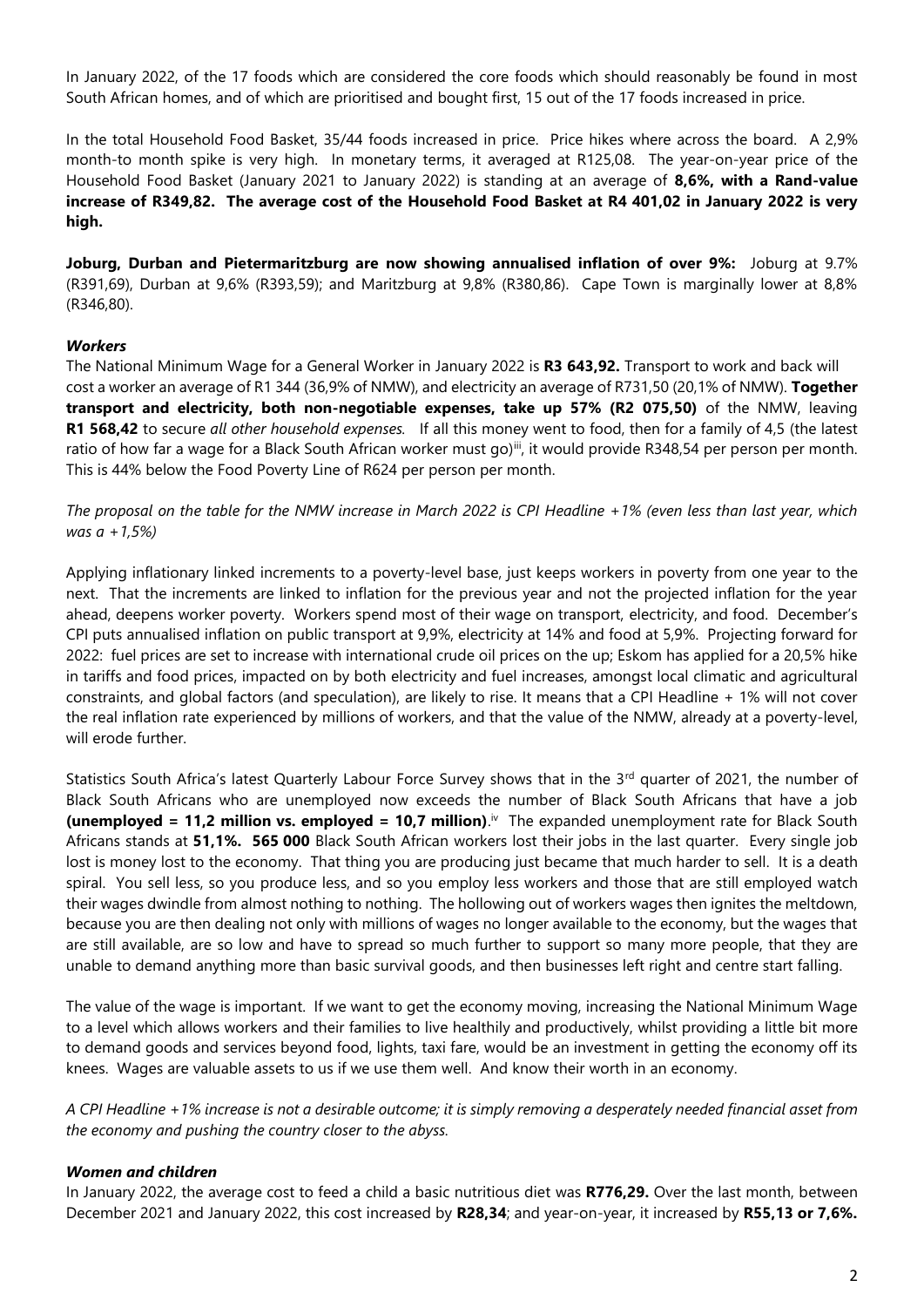In January 2022, of the 17 foods which are considered the core foods which should reasonably be found in most South African homes, and of which are prioritised and bought first, 15 out of the 17 foods increased in price.

In the total Household Food Basket, 35/44 foods increased in price. Price hikes where across the board. A 2,9% month-to month spike is very high. In monetary terms, it averaged at R125,08. The year-on-year price of the Household Food Basket (January 2021 to January 2022) is standing at an average of **8,6%, with a Rand-value increase of R349,82. The average cost of the Household Food Basket at R4 401,02 in January 2022 is very high.**

**Joburg, Durban and Pietermaritzburg are now showing annualised inflation of over 9%:** Joburg at 9.7% (R391,69), Durban at 9,6% (R393,59); and Maritzburg at 9,8% (R380,86). Cape Town is marginally lower at 8,8% (R346,80).

***Workers***

The National Minimum Wage for a General Worker in January 2022 is **R3 643,92.** Transport to work and back will cost a worker an average of R1 344 (36,9% of NMW), and electricity an average of R731,50 (20,1% of NMW). **Together transport and electricity, both non-negotiable expenses, take up 57% (R2 075,50)** of the NMW, leaving **R1 568,42** to secure *all other household expenses.* If all this money went to food, then for a family of 4,5 (the latest ratio of how far a wage for a Black South African worker must go)[iii], it would provide R348,54 per person per month. This is 44% below the Food Poverty Line of R624 per person per month.

*The proposal on the table for the NMW increase in March 2022 is CPI Headline +1% (even less than last year, which was a +1,5%)*

Applying inflationary linked increments to a poverty-level base, just keeps workers in poverty from one year to the next. That the increments are linked to inflation for the previous year and not the projected inflation for the year ahead, deepens worker poverty. Workers spend most of their wage on transport, electricity, and food. December's CPI puts annualised inflation on public transport at 9,9%, electricity at 14% and food at 5,9%. Projecting forward for 2022: fuel prices are set to increase with international crude oil prices on the up; Eskom has applied for a 20,5% hike in tariffs and food prices, impacted on by both electricity and fuel increases, amongst local climatic and agricultural constraints, and global factors (and speculation), are likely to rise. It means that a CPI Headline + 1% will not cover the real inflation rate experienced by millions of workers, and that the value of the NMW, already at a poverty-level, will erode further.

Statistics South Africa's latest Quarterly Labour Force Survey shows that in the 3rd quarter of 2021, the number of Black South Africans who are unemployed now exceeds the number of Black South Africans that have a job **(unemployed = 11,2 million vs. employed = 10,7 million)**.[iv] The expanded unemployment rate for Black South Africans stands at **51,1%. 565 000** Black South African workers lost their jobs in the last quarter. Every single job lost is money lost to the economy. That thing you are producing just became that much harder to sell. It is a death spiral. You sell less, so you produce less, and so you employ less workers and those that are still employed watch their wages dwindle from almost nothing to nothing. The hollowing out of workers wages then ignites the meltdown, because you are then dealing not only with millions of wages no longer available to the economy, but the wages that are still available, are so low and have to spread so much further to support so many more people, that they are unable to demand anything more than basic survival goods, and then businesses left right and centre start falling.

The value of the wage is important. If we want to get the economy moving, increasing the National Minimum Wage to a level which allows workers and their families to live healthily and productively, whilst providing a little bit more to demand goods and services beyond food, lights, taxi fare, would be an investment in getting the economy off its knees. Wages are valuable assets to us if we use them well. And know their worth in an economy.

*A CPI Headline +1% increase is not a desirable outcome; it is simply removing a desperately needed financial asset from the economy and pushing the country closer to the abyss.*

***Women and children***

In January 2022, the average cost to feed a child a basic nutritious diet was **R776,29.** Over the last month, between December 2021 and January 2022, this cost increased by **R28,34**; and year-on-year, it increased by **R55,13 or 7,6%.**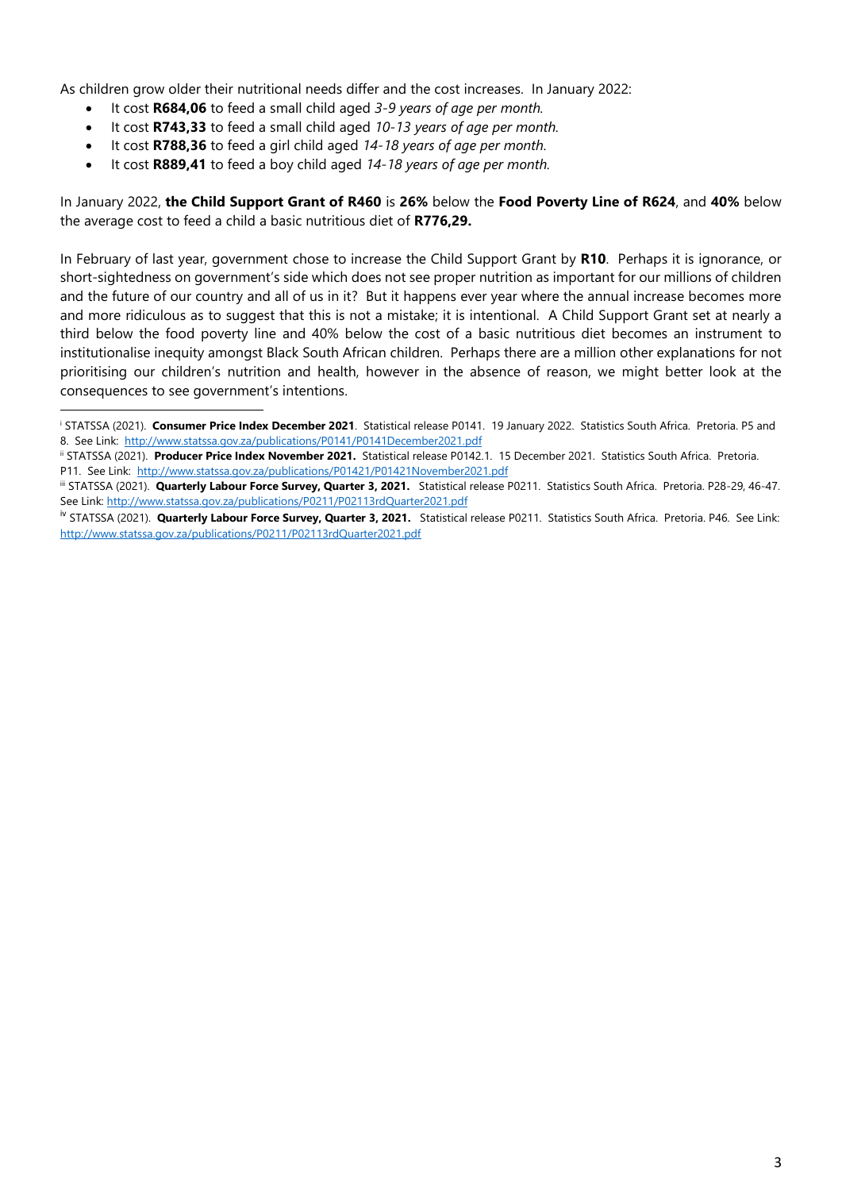As children grow older their nutritional needs differ and the cost increases. In January 2022:

- It cost **R684,06** to feed a small child aged *3-9 years of age per month.*
- It cost **R743,33** to feed a small child aged *10-13 years of age per month.*
- It cost **R788,36** to feed a girl child aged *14-18 years of age per month.*
- It cost **R889,41** to feed a boy child aged *14-18 years of age per month.*

In January 2022, **the Child Support Grant of R460** is **26%** below the **Food Poverty Line of R624**, and **40%** below the average cost to feed a child a basic nutritious diet of **R776,29.**

In February of last year, government chose to increase the Child Support Grant by **R10**. Perhaps it is ignorance, or short-sightedness on government's side which does not see proper nutrition as important for our millions of children and the future of our country and all of us in it? But it happens ever year where the annual increase becomes more and more ridiculous as to suggest that this is not a mistake; it is intentional. A Child Support Grant set at nearly a third below the food poverty line and 40% below the cost of a basic nutritious diet becomes an instrument to institutionalise inequity amongst Black South African children. Perhaps there are a million other explanations for not prioritising our children's nutrition and health, however in the absence of reason, we might better look at the consequences to see government's intentions.

---

[i] STATSSA (2021). **Consumer Price Index December 2021**. Statistical release P0141. 19 January 2022. Statistics South Africa. Pretoria. P5 and 8. See Link: http://www.statssa.gov.za/publications/P0141/P0141December2021.pdf

[ii] STATSSA (2021). **Producer Price Index November 2021.** Statistical release P0142.1. 15 December 2021. Statistics South Africa. Pretoria. P11. See Link: http://www.statssa.gov.za/publications/P01421/P01421November2021.pdf

[iii] STATSSA (2021). **Quarterly Labour Force Survey, Quarter 3, 2021.** Statistical release P0211. Statistics South Africa. Pretoria. P28-29, 46-47. See Link: http://www.statssa.gov.za/publications/P0211/P02113rdQuarter2021.pdf

[iv] STATSSA (2021). **Quarterly Labour Force Survey, Quarter 3, 2021.** Statistical release P0211. Statistics South Africa. Pretoria. P46. See Link: http://www.statssa.gov.za/publications/P0211/P02113rdQuarter2021.pdf